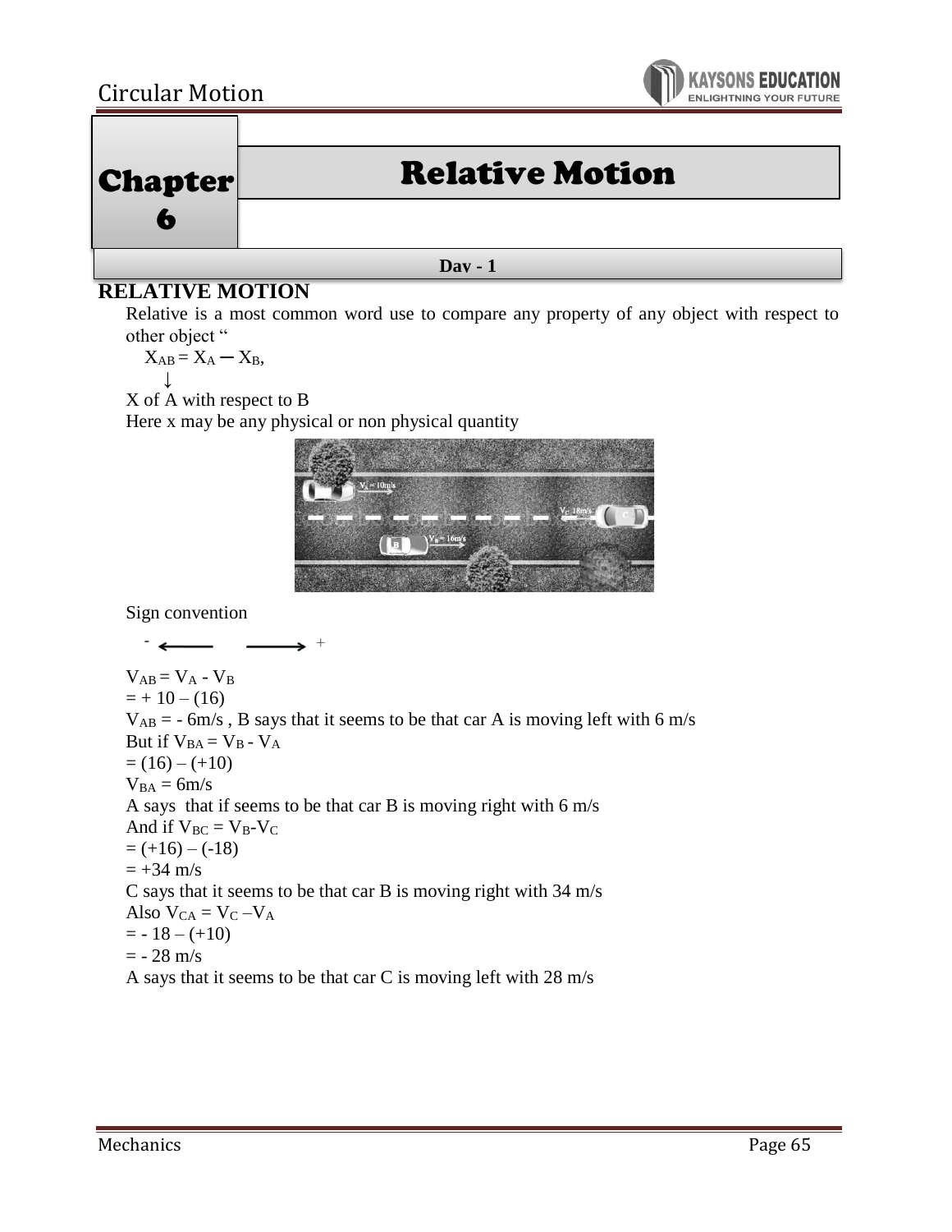# Chapter 6

# Relative Motion

**Day - 1**

## RELATIVE MOTION

Relative is a most common word use to compare any property of any object with respect to other object "

$X_{AB} = X_A - X_B$,

↓

X of A with respect to B

Here x may be any physical or non physical quantity

Sign convention

- ⟵ ⟶ +

$V_{AB} = V_A - V_B$

$= +10 - (16)$

$V_{AB} = -6$ m/s , B says that it seems to be that car A is moving left with 6 m/s

But if $V_{BA} = V_B - V_A$

$= (16) - (+10)$

$V_{BA} = 6$m/s

A says that if seems to be that car B is moving right with 6 m/s

And if $V_{BC} = V_B - V_C$

$= (+16) - (-18)$

$= +34$ m/s

C says that it seems to be that car B is moving right with 34 m/s

Also $V_{CA} = V_C - V_A$

$= -18 - (+10)$

$= -28$ m/s

A says that it seems to be that car C is moving left with 28 m/s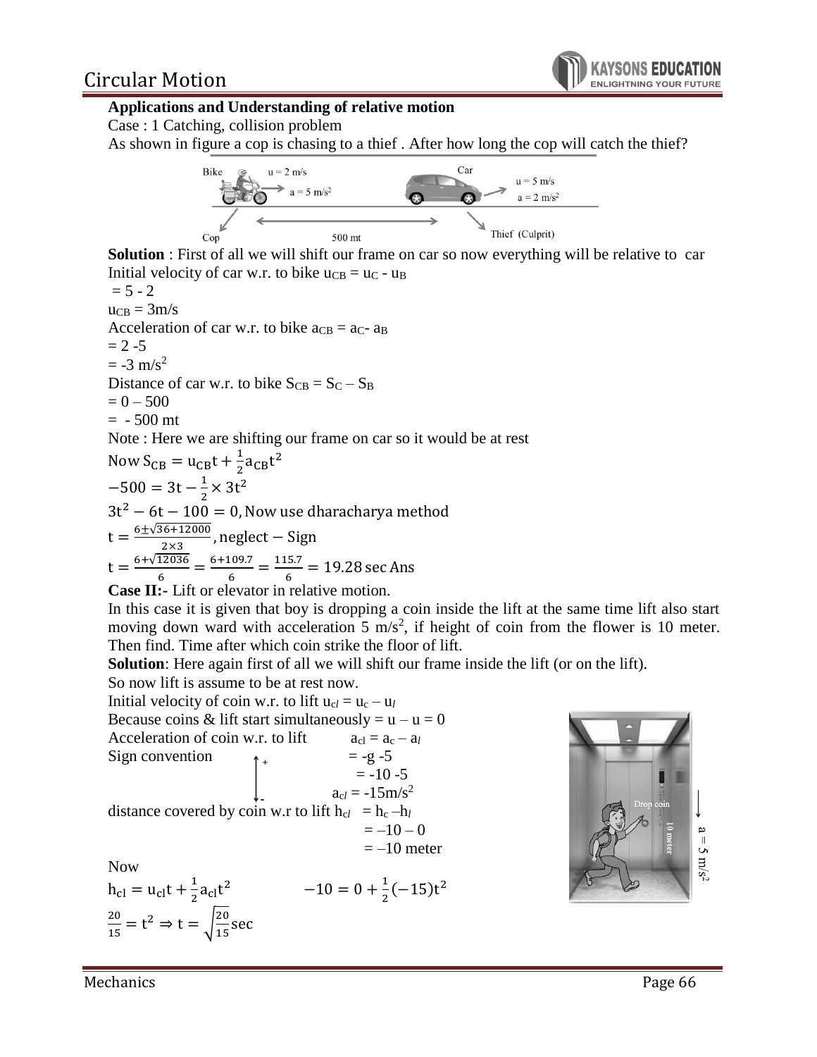## Applications and Understanding of relative motion

Case : 1 Catching, collision problem

As shown in figure a cop is chasing to a thief . After how long the cop will catch the thief?

Bike $u = 2$ m/s $a = 5$ m/s$^2$ Car $u = 5$ m/s $a = 2$ m/s$^2$

Cop 500 mt Thief (Culprit)

**Solution** : First of all we will shift our frame on car so now everything will be relative to car

Initial velocity of car w.r. to bike $u_{CB} = u_C - u_B$

$= 5 - 2$

$u_{CB} = 3$m/s

Acceleration of car w.r. to bike $a_{CB} = a_C - a_B$

$= 2 - 5$

$= -3$ m/s$^2$

Distance of car w.r. to bike $S_{CB} = S_C - S_B$

$= 0 - 500$

$= -500$ mt

Note : Here we are shifting our frame on car so it would be at rest

Now $S_{CB} = u_{CB}t + \frac{1}{2}a_{CB}t^2$

$-500 = 3t - \frac{1}{2} \times 3t^2$

$3t^2 - 6t - 100 = 0$, Now use dharacharya method

$t = \frac{6 \pm \sqrt{36+12000}}{2\times3}$, neglect $-$ Sign

$t = \frac{6+\sqrt{12036}}{6} = \frac{6+109.7}{6} = \frac{115.7}{6} = 19.28$ sec Ans

**Case II:-** Lift or elevator in relative motion.

In this case it is given that boy is dropping a coin inside the lift at the same time lift also start moving down ward with acceleration 5 m/s$^2$, if height of coin from the flower is 10 meter. Then find. Time after which coin strike the floor of lift.

**Solution**: Here again first of all we will shift our frame inside the lift (or on the lift).

So now lift is assume to be at rest now.

Initial velocity of coin w.r. to lift $u_{cl} = u_c - u_l$

Because coins & lift start simultaneously $= u - u = 0$

Acceleration of coin w.r. to lift $a_{cl} = a_c - a_l$

Sign convention (+ upward, − downward) $= -g - 5$

$= -10 - 5$

$a_{cl} = -15$m/s$^2$

distance covered by coin w.r to lift $h_{cl} = h_c - h_l$

$= -10 - 0$

$= -10$ meter

Drop coin 10 meter a = 5 m/s$^2$

Now

$h_{cl} = u_{cl}t + \frac{1}{2}a_{cl}t^2$ $\qquad -10 = 0 + \frac{1}{2}(-15)t^2$

$\frac{20}{15} = t^2 \Rightarrow t = \sqrt{\frac{20}{15}}$ sec